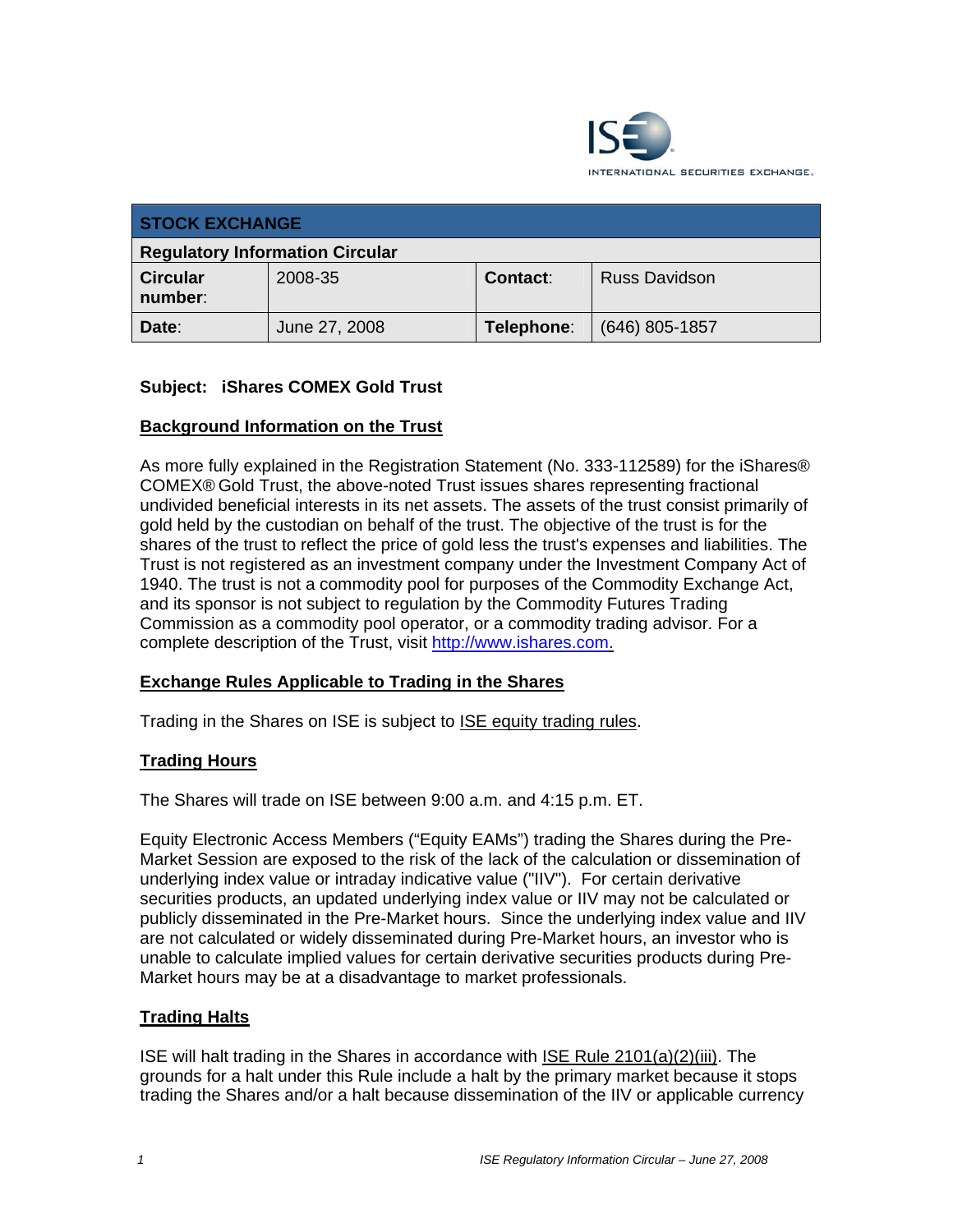| STOCK EXCHANGE | | | |
|---|---|---|---|
| **Regulatory Information Circular** | | | |
| **Circular number**: | 2008-35 | **Contact**: | Russ Davidson |
| **Date**: | June 27, 2008 | **Telephone**: | (646) 805-1857 |

**Subject: iShares COMEX Gold Trust**

## Background Information on the Trust

As more fully explained in the Registration Statement (No. 333-112589) for the iShares® COMEX® Gold Trust, the above-noted Trust issues shares representing fractional undivided beneficial interests in its net assets. The assets of the trust consist primarily of gold held by the custodian on behalf of the trust. The objective of the trust is for the shares of the trust to reflect the price of gold less the trust's expenses and liabilities. The Trust is not registered as an investment company under the Investment Company Act of 1940. The trust is not a commodity pool for purposes of the Commodity Exchange Act, and its sponsor is not subject to regulation by the Commodity Futures Trading Commission as a commodity pool operator, or a commodity trading advisor. For a complete description of the Trust, visit http://www.ishares.com.

## Exchange Rules Applicable to Trading in the Shares

Trading in the Shares on ISE is subject to ISE equity trading rules.

## Trading Hours

The Shares will trade on ISE between 9:00 a.m. and 4:15 p.m. ET.

Equity Electronic Access Members ("Equity EAMs") trading the Shares during the Pre-Market Session are exposed to the risk of the lack of the calculation or dissemination of underlying index value or intraday indicative value ("IIV"). For certain derivative securities products, an updated underlying index value or IIV may not be calculated or publicly disseminated in the Pre-Market hours. Since the underlying index value and IIV are not calculated or widely disseminated during Pre-Market hours, an investor who is unable to calculate implied values for certain derivative securities products during Pre-Market hours may be at a disadvantage to market professionals.

## Trading Halts

ISE will halt trading in the Shares in accordance with ISE Rule 2101(a)(2)(iii). The grounds for a halt under this Rule include a halt by the primary market because it stops trading the Shares and/or a halt because dissemination of the IIV or applicable currency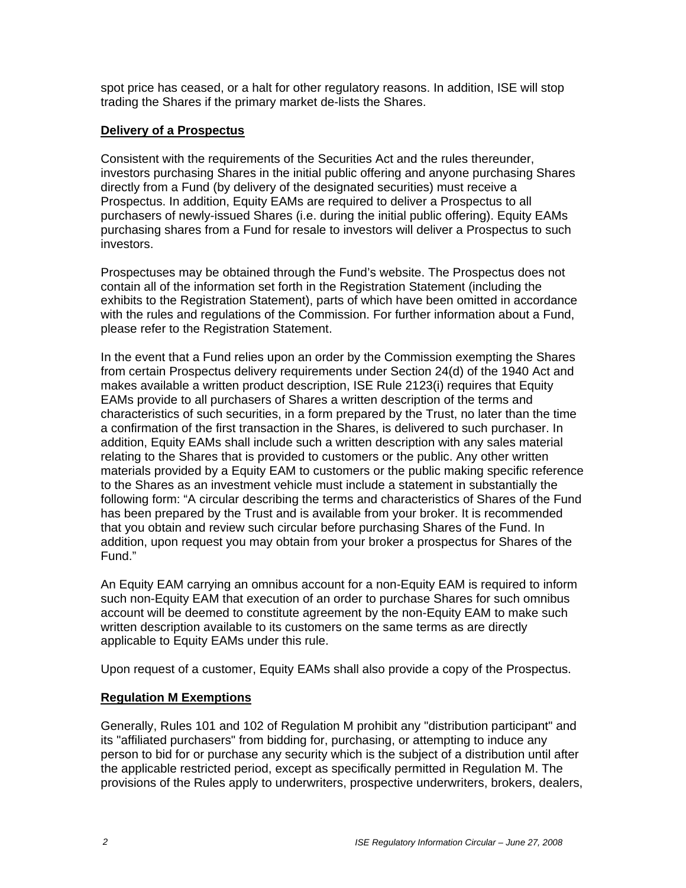spot price has ceased, or a halt for other regulatory reasons. In addition, ISE will stop trading the Shares if the primary market de-lists the Shares.

**Delivery of a Prospectus**

Consistent with the requirements of the Securities Act and the rules thereunder, investors purchasing Shares in the initial public offering and anyone purchasing Shares directly from a Fund (by delivery of the designated securities) must receive a Prospectus. In addition, Equity EAMs are required to deliver a Prospectus to all purchasers of newly-issued Shares (i.e. during the initial public offering). Equity EAMs purchasing shares from a Fund for resale to investors will deliver a Prospectus to such investors.

Prospectuses may be obtained through the Fund's website. The Prospectus does not contain all of the information set forth in the Registration Statement (including the exhibits to the Registration Statement), parts of which have been omitted in accordance with the rules and regulations of the Commission. For further information about a Fund, please refer to the Registration Statement.

In the event that a Fund relies upon an order by the Commission exempting the Shares from certain Prospectus delivery requirements under Section 24(d) of the 1940 Act and makes available a written product description, ISE Rule 2123(i) requires that Equity EAMs provide to all purchasers of Shares a written description of the terms and characteristics of such securities, in a form prepared by the Trust, no later than the time a confirmation of the first transaction in the Shares, is delivered to such purchaser. In addition, Equity EAMs shall include such a written description with any sales material relating to the Shares that is provided to customers or the public. Any other written materials provided by a Equity EAM to customers or the public making specific reference to the Shares as an investment vehicle must include a statement in substantially the following form: "A circular describing the terms and characteristics of Shares of the Fund has been prepared by the Trust and is available from your broker. It is recommended that you obtain and review such circular before purchasing Shares of the Fund. In addition, upon request you may obtain from your broker a prospectus for Shares of the Fund."

An Equity EAM carrying an omnibus account for a non-Equity EAM is required to inform such non-Equity EAM that execution of an order to purchase Shares for such omnibus account will be deemed to constitute agreement by the non-Equity EAM to make such written description available to its customers on the same terms as are directly applicable to Equity EAMs under this rule.

Upon request of a customer, Equity EAMs shall also provide a copy of the Prospectus.

**Regulation M Exemptions**

Generally, Rules 101 and 102 of Regulation M prohibit any "distribution participant" and its "affiliated purchasers" from bidding for, purchasing, or attempting to induce any person to bid for or purchase any security which is the subject of a distribution until after the applicable restricted period, except as specifically permitted in Regulation M. The provisions of the Rules apply to underwriters, prospective underwriters, brokers, dealers,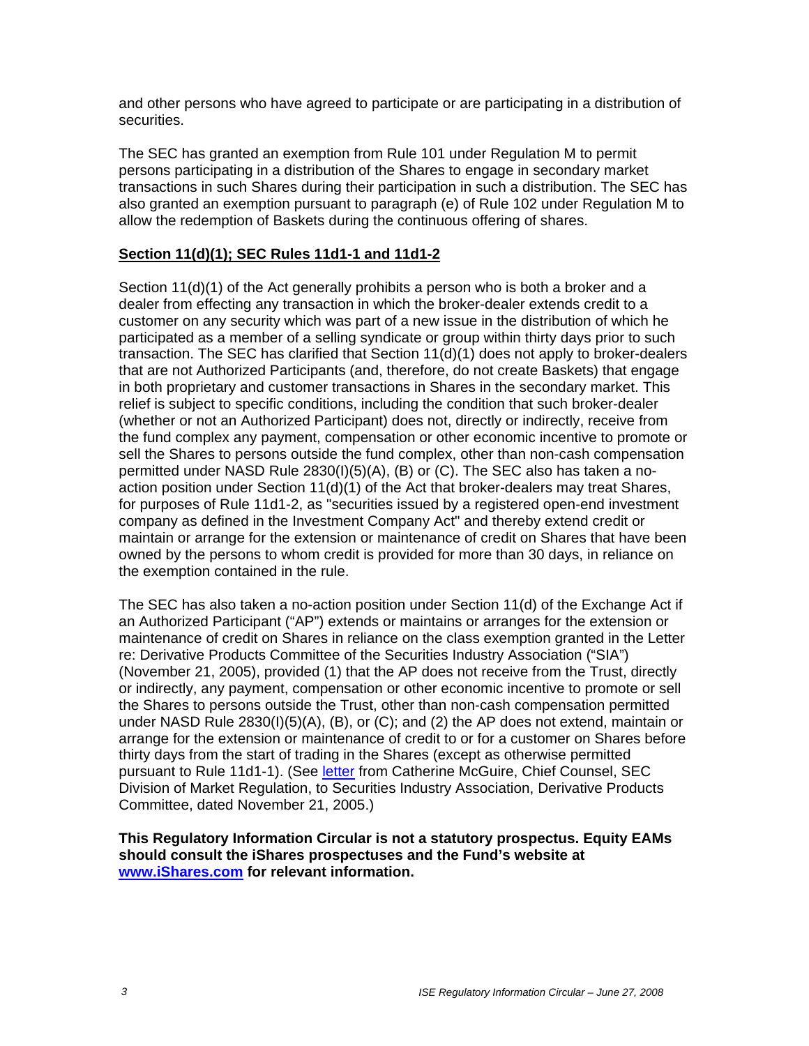and other persons who have agreed to participate or are participating in a distribution of securities.

The SEC has granted an exemption from Rule 101 under Regulation M to permit persons participating in a distribution of the Shares to engage in secondary market transactions in such Shares during their participation in such a distribution. The SEC has also granted an exemption pursuant to paragraph (e) of Rule 102 under Regulation M to allow the redemption of Baskets during the continuous offering of shares.

**Section 11(d)(1); SEC Rules 11d1-1 and 11d1-2**

Section 11(d)(1) of the Act generally prohibits a person who is both a broker and a dealer from effecting any transaction in which the broker-dealer extends credit to a customer on any security which was part of a new issue in the distribution of which he participated as a member of a selling syndicate or group within thirty days prior to such transaction. The SEC has clarified that Section 11(d)(1) does not apply to broker-dealers that are not Authorized Participants (and, therefore, do not create Baskets) that engage in both proprietary and customer transactions in Shares in the secondary market. This relief is subject to specific conditions, including the condition that such broker-dealer (whether or not an Authorized Participant) does not, directly or indirectly, receive from the fund complex any payment, compensation or other economic incentive to promote or sell the Shares to persons outside the fund complex, other than non-cash compensation permitted under NASD Rule 2830(I)(5)(A), (B) or (C). The SEC also has taken a no-action position under Section 11(d)(1) of the Act that broker-dealers may treat Shares, for purposes of Rule 11d1-2, as "securities issued by a registered open-end investment company as defined in the Investment Company Act" and thereby extend credit or maintain or arrange for the extension or maintenance of credit on Shares that have been owned by the persons to whom credit is provided for more than 30 days, in reliance on the exemption contained in the rule.

The SEC has also taken a no-action position under Section 11(d) of the Exchange Act if an Authorized Participant ("AP") extends or maintains or arranges for the extension or maintenance of credit on Shares in reliance on the class exemption granted in the Letter re: Derivative Products Committee of the Securities Industry Association ("SIA") (November 21, 2005), provided (1) that the AP does not receive from the Trust, directly or indirectly, any payment, compensation or other economic incentive to promote or sell the Shares to persons outside the Trust, other than non-cash compensation permitted under NASD Rule 2830(I)(5)(A), (B), or (C); and (2) the AP does not extend, maintain or arrange for the extension or maintenance of credit to or for a customer on Shares before thirty days from the start of trading in the Shares (except as otherwise permitted pursuant to Rule 11d1-1). (See letter from Catherine McGuire, Chief Counsel, SEC Division of Market Regulation, to Securities Industry Association, Derivative Products Committee, dated November 21, 2005.)

**This Regulatory Information Circular is not a statutory prospectus. Equity EAMs should consult the iShares prospectuses and the Fund's website at www.iShares.com for relevant information.**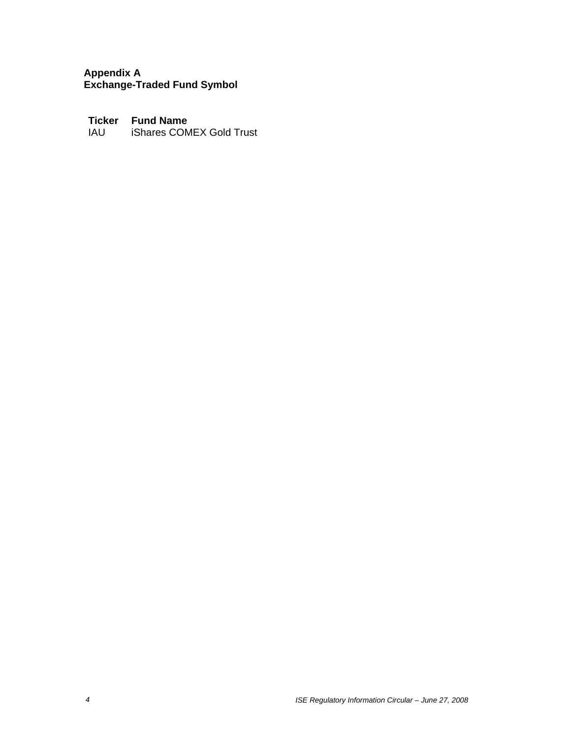**Appendix A**
**Exchange-Traded Fund Symbol**

| Ticker | Fund Name |
|---|---|
| IAU | iShares COMEX Gold Trust |